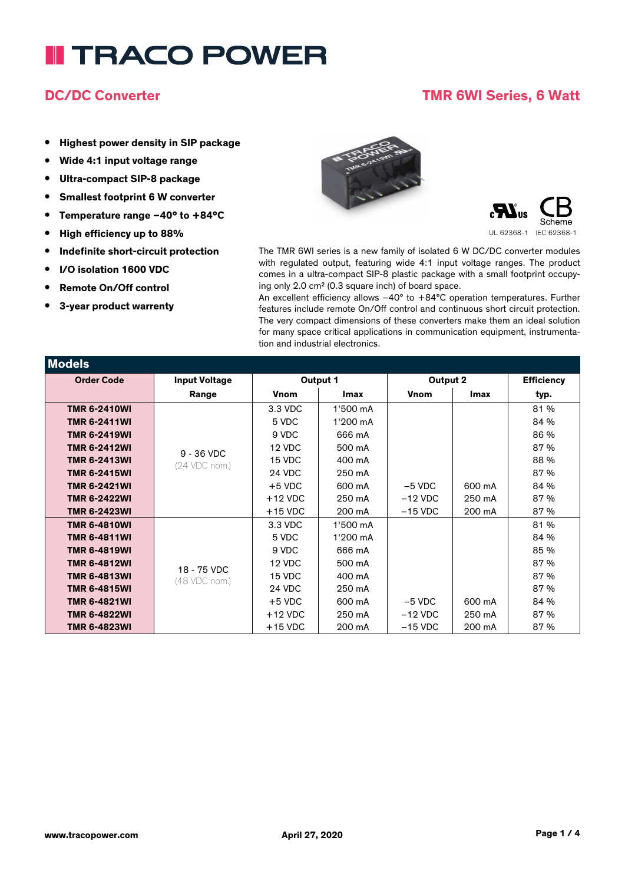# TRACO POWER

## DC/DC Converter

## TMR 6WI Series, 6 Watt

- **Highest power density in SIP package**
- **Wide 4:1 input voltage range**
- **Ultra-compact SIP-8 package**
- **Smallest footprint 6 W converter**
- **Temperature range –40° to +84°C**
- **High efficiency up to 88%**
- **Indefinite short-circuit protection**
- **I/O isolation 1600 VDC**
- **Remote On/Off control**
- **3-year product warrenty**

UL 62368-1 IEC 62368-1

The TMR 6WI series is a new family of isolated 6 W DC/DC converter modules with regulated output, featuring wide 4:1 input voltage ranges. The product comes in a ultra-compact SIP-8 plastic package with a small footprint occupying only 2.0 cm² (0.3 square inch) of board space.
An excellent efficiency allows –40° to +84°C operation temperatures. Further features include remote On/Off control and continuous short circuit protection. The very compact dimensions of these converters make them an ideal solution for many space critical applications in communication equipment, instrumentation and industrial electronics.

## Models

| Order Code | Input Voltage Range | Output 1 Vnom | Output 1 Imax | Output 2 Vnom | Output 2 Imax | Efficiency typ. |
|---|---|---|---|---|---|---|
| **TMR 6-2410WI** | 9 - 36 VDC (24 VDC nom.) | 3.3 VDC | 1'500 mA | | | 81 % |
| **TMR 6-2411WI** | | 5 VDC | 1'200 mA | | | 84 % |
| **TMR 6-2419WI** | | 9 VDC | 666 mA | | | 86 % |
| **TMR 6-2412WI** | | 12 VDC | 500 mA | | | 87 % |
| **TMR 6-2413WI** | | 15 VDC | 400 mA | | | 88 % |
| **TMR 6-2415WI** | | 24 VDC | 250 mA | | | 87 % |
| **TMR 6-2421WI** | | +5 VDC | 600 mA | –5 VDC | 600 mA | 84 % |
| **TMR 6-2422WI** | | +12 VDC | 250 mA | –12 VDC | 250 mA | 87 % |
| **TMR 6-2423WI** | | +15 VDC | 200 mA | –15 VDC | 200 mA | 87 % |
| **TMR 6-4810WI** | 18 - 75 VDC (48 VDC nom.) | 3.3 VDC | 1'500 mA | | | 81 % |
| **TMR 6-4811WI** | | 5 VDC | 1'200 mA | | | 84 % |
| **TMR 6-4819WI** | | 9 VDC | 666 mA | | | 85 % |
| **TMR 6-4812WI** | | 12 VDC | 500 mA | | | 87 % |
| **TMR 6-4813WI** | | 15 VDC | 400 mA | | | 87 % |
| **TMR 6-4815WI** | | 24 VDC | 250 mA | | | 87 % |
| **TMR 6-4821WI** | | +5 VDC | 600 mA | –5 VDC | 600 mA | 84 % |
| **TMR 6-4822WI** | | +12 VDC | 250 mA | –12 VDC | 250 mA | 87 % |
| **TMR 6-4823WI** | | +15 VDC | 200 mA | –15 VDC | 200 mA | 87 % |

www.tracopower.com April 27, 2020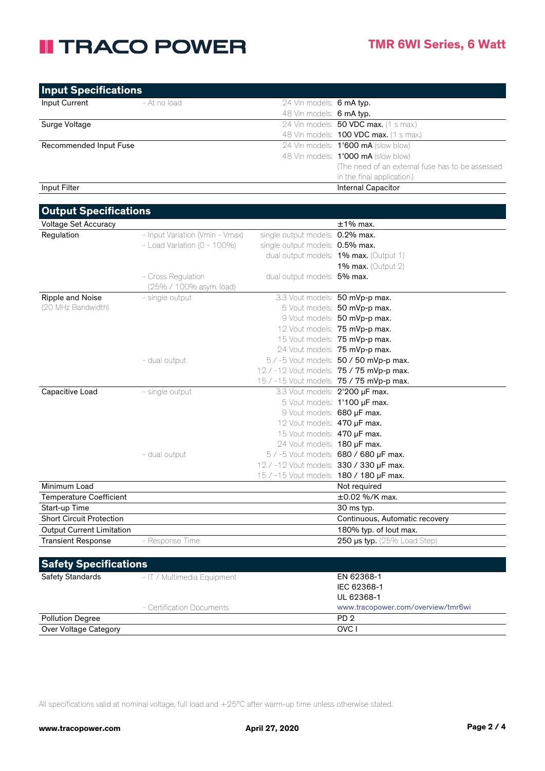## Input Specifications

| | | | |
|---|---|---|---|
| Input Current | - At no load | 24 Vin models: | **6 mA typ.** |
| | | 48 Vin models: | **6 mA typ.** |
| Surge Voltage | | 24 Vin models: | **50 VDC max.** (1 s max.) |
| | | 48 Vin models: | **100 VDC max.** (1 s max.) |
| Recommended Input Fuse | | 24 Vin models: | **1'600 mA** (slow blow) |
| | | 48 Vin models: | **1'000 mA** (slow blow) |
| | | | (The need of an external fuse has to be assessed in the final application.) |
| Input Filter | | | Internal Capacitor |

## Output Specifications

| | | | |
|---|---|---|---|
| Voltage Set Accuracy | | | ±1% max. |
| Regulation | - Input Variation (Vmin - Vmax) | single output models: | **0.2% max.** |
| | - Load Variation (0 - 100%) | single output models: | **0.5% max.** |
| | | dual output models: | **1% max.** (Output 1) |
| | | | **1% max.** (Output 2) |
| | - Cross Regulation (25% / 100% asym. load) | dual output models: | **5% max.** |
| Ripple and Noise (20 MHz Bandwidth) | - single output | 3.3 Vout models: | **50 mVp-p max.** |
| | | 5 Vout models: | **50 mVp-p max.** |
| | | 9 Vout models: | **50 mVp-p max.** |
| | | 12 Vout models: | **75 mVp-p max.** |
| | | 15 Vout models: | **75 mVp-p max.** |
| | | 24 Vout models: | **75 mVp-p max.** |
| | - dual output | 5 / -5 Vout models: | **50 / 50 mVp-p max.** |
| | | 12 / -12 Vout models: | **75 / 75 mVp-p max.** |
| | | 15 / -15 Vout models: | **75 / 75 mVp-p max.** |
| Capacitive Load | - single output | 3.3 Vout models: | **2'200 µF max.** |
| | | 5 Vout models: | **1'100 µF max.** |
| | | 9 Vout models: | **680 µF max.** |
| | | 12 Vout models: | **470 µF max.** |
| | | 15 Vout models: | **470 µF max.** |
| | | 24 Vout models: | **180 µF max.** |
| | - dual output | 5 / -5 Vout models: | **680 / 680 µF max.** |
| | | 12 / -12 Vout models: | **330 / 330 µF max.** |
| | | 15 / -15 Vout models: | **180 / 180 µF max.** |
| Minimum Load | | | Not required |
| Temperature Coefficient | | | ±0.02 %/K max. |
| Start-up Time | | | 30 ms typ. |
| Short Circuit Protection | | | Continuous, Automatic recovery |
| Output Current Limitation | | | 180% typ. of Iout max. |
| Transient Response | - Response Time | | **250 µs typ.** (25% Load Step) |

## Safety Specifications

| | | | |
|---|---|---|---|
| Safety Standards | - IT / Multimedia Equipment | | EN 62368-1 |
| | | | IEC 62368-1 |
| | | | UL 62368-1 |
| | - Certification Documents | | www.tracopower.com/overview/tmr6wi |
| Pollution Degree | | | PD 2 |
| Over Voltage Category | | | OVC I |

All specifications valid at nominal voltage, full load and +25°C after warm-up time unless otherwise stated.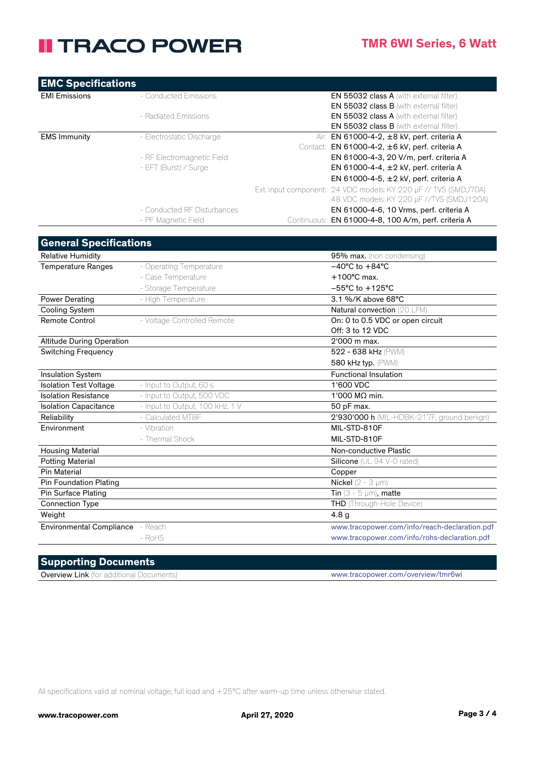## EMC Specifications

| | | | |
|---|---|---|---|
| EMI Emissions | - Conducted Emissions | | **EN 55032 class A** (with external filter) |
| | | | **EN 55032 class B** (with external filter) |
| | - Radiated Emissions | | **EN 55032 class A** (with external filter) |
| | | | **EN 55032 class B** (with external filter) |
| EMS Immunity | - Electrostatic Discharge | Air: | EN 61000-4-2, ±8 kV, perf. criteria A |
| | | Contact: | EN 61000-4-2, ±6 kV, perf. criteria A |
| | - RF Electromagnetic Field | | EN 61000-4-3, 20 V/m, perf. criteria A |
| | - EFT (Burst) / Surge | | EN 61000-4-4, ±2 kV, perf. criteria A |
| | | | EN 61000-4-5, ±2 kV, perf. criteria A |
| | | Ext. input component: | 24 VDC models: KY 220 µF // TVS (SMDJ70A) |
| | | | 48 VDC models: KY 220 µF //TVS (SMDJ120A) |
| | - Conducted RF Disturbances | | EN 61000-4-6, 10 Vrms, perf. criteria A |
| | - PF Magnetic Field | Continuous: | EN 61000-4-8, 100 A/m, perf. criteria A |

## General Specifications

| | | |
|---|---|---|
| Relative Humidity | | **95% max.** (non condensing) |
| Temperature Ranges | - Operating Temperature | −40°C to +84°C |
| | - Case Temperature | +100°C max. |
| | - Storage Temperature | −55°C to +125°C |
| Power Derating | - High Temperature | 3.1 %/K above 68°C |
| Cooling System | | Natural convection (20 LFM) |
| Remote Control | - Voltage Controlled Remote | On: 0 to 0.5 VDC or open circuit |
| | | Off: 3 to 12 VDC |
| Altitude During Operation | | 2'000 m max. |
| Switching Frequency | | 522 - 638 kHz (PWM) |
| | | 580 kHz typ. (PWM) |
| Insulation System | | Functional Insulation |
| Isolation Test Voltage | - Input to Output, 60 s | 1'600 VDC |
| Isolation Resistance | - Input to Output, 500 VDC | 1'000 MΩ min. |
| Isolation Capacitance | - Input to Output, 100 kHz, 1 V | 50 pF max. |
| Reliability | - Calculated MTBF | **2'930'000 h** (MIL-HDBK-217F, ground benign) |
| Environment | - Vibration | MIL-STD-810F |
| | - Thermal Shock | MIL-STD-810F |
| Housing Material | | Non-conductive Plastic |
| Potting Material | | **Silicone** (UL 94 V-0 rated) |
| Pin Material | | Copper |
| Pin Foundation Plating | | **Nickel** (2 - 3 µm) |
| Pin Surface Plating | | **Tin** (3 - 5 µm), **matte** |
| Connection Type | | **THD** (Through-Hole Device) |
| Weight | | 4.8 g |
| Environmental Compliance | - Reach | www.tracopower.com/info/reach-declaration.pdf |
| | - RoHS | www.tracopower.com/info/rohs-declaration.pdf |

## Supporting Documents

| | |
|---|---|
| **Overview Link** (for additional Documents) | www.tracopower.com/overview/tmr6wi |

All specifications valid at nominal voltage, full load and +25°C after warm-up time unless otherwise stated.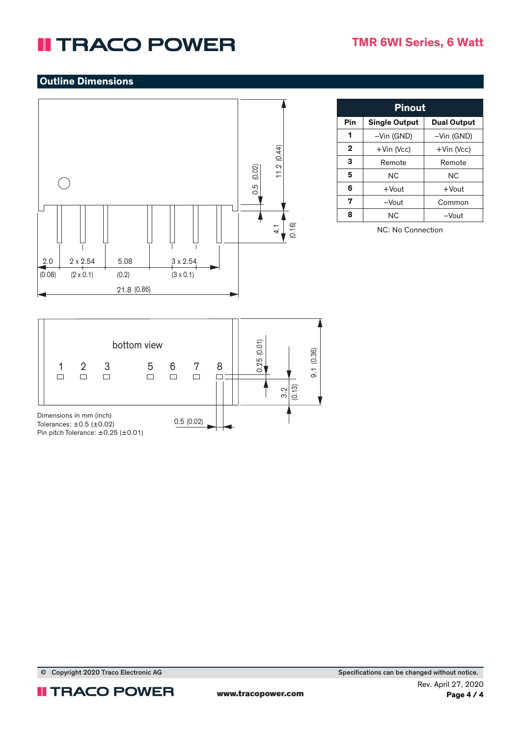## Outline Dimensions

2.0 (0.08)
2 x 2.54 (2 x 0.1)
5.08 (0.2)
3 x 2.54 (3 x 0.1)
21.8 (0.86)
0.5 (0.02)
11.2 (0.44)
4.1 (0.16)

bottom view

1 2 3 5 6 7 8

0.25 (0.01)
3.2 (0.13)
9.1 (0.36)
0.5 (0.02)

Dimensions in mm (inch)
Tolerances: ±0.5 (±0.02)
Pin pitch Tolerance: ±0.25 (±0.01)

| Pinout | | |
|---|---|---|
| **Pin** | **Single Output** | **Dual Output** |
| **1** | –Vin (GND) | –Vin (GND) |
| **2** | +Vin (Vcc) | +Vin (Vcc) |
| **3** | Remote | Remote |
| **5** | NC | NC |
| **6** | +Vout | +Vout |
| **7** | –Vout | Common |
| **8** | NC | –Vout |

NC: No Connection